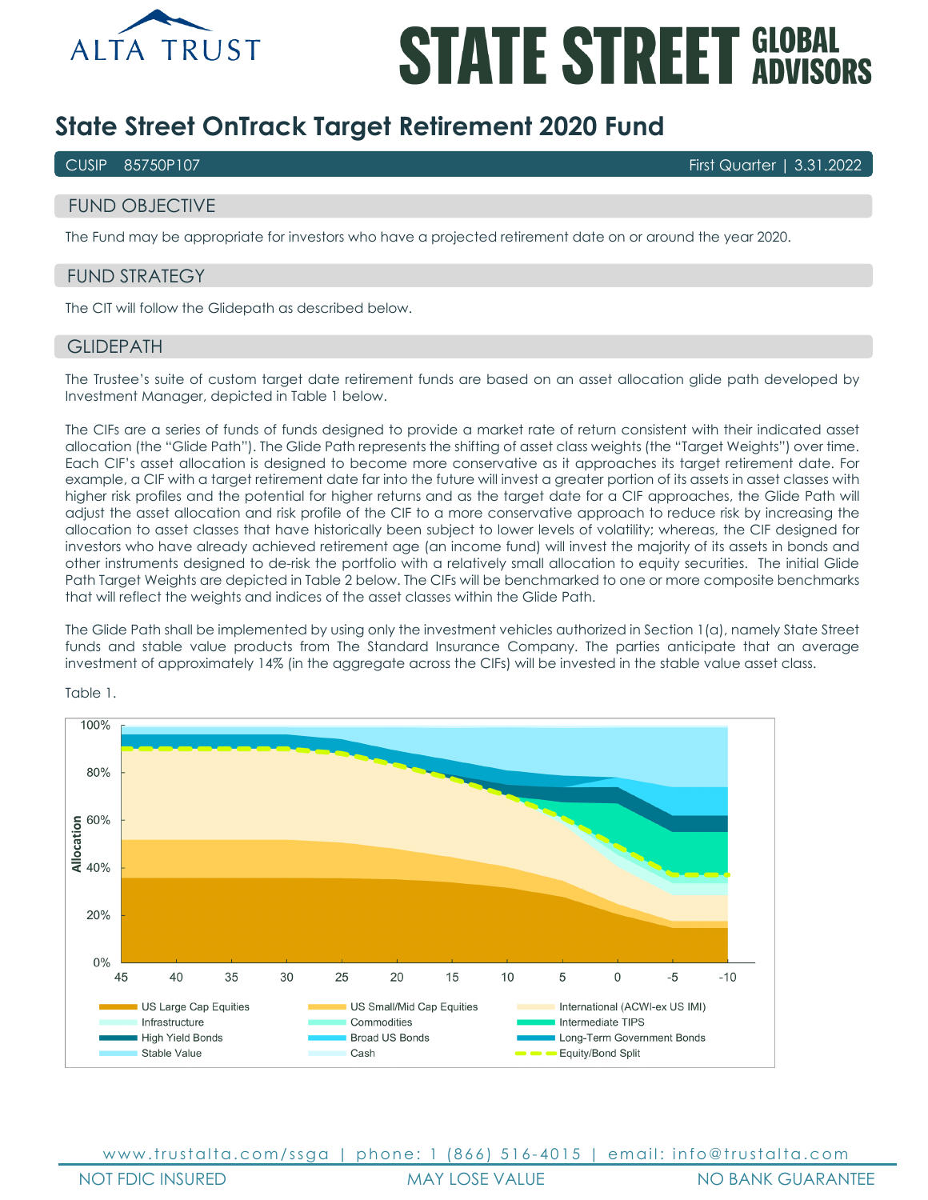ALTA TRUST

STATE STREET GLOBAL ADVISORS

# State Street OnTrack Target Retirement 2020 Fund

CUSIP 85750P107 — First Quarter | 3.31.2022

## FUND OBJECTIVE

The Fund may be appropriate for investors who have a projected retirement date on or around the year 2020.

## FUND STRATEGY

The CIT will follow the Glidepath as described below.

## GLIDEPATH

The Trustee's suite of custom target date retirement funds are based on an asset allocation glide path developed by Investment Manager, depicted in Table 1 below.

The CIFs are a series of funds of funds designed to provide a market rate of return consistent with their indicated asset allocation (the "Glide Path"). The Glide Path represents the shifting of asset class weights (the "Target Weights") over time. Each CIF's asset allocation is designed to become more conservative as it approaches its target retirement date. For example, a CIF with a target retirement date far into the future will invest a greater portion of its assets in asset classes with higher risk profiles and the potential for higher returns and as the target date for a CIF approaches, the Glide Path will adjust the asset allocation and risk profile of the CIF to a more conservative approach to reduce risk by increasing the allocation to asset classes that have historically been subject to lower levels of volatility; whereas, the CIF designed for investors who have already achieved retirement age (an income fund) will invest the majority of its assets in bonds and other instruments designed to de-risk the portfolio with a relatively small allocation to equity securities. The initial Glide Path Target Weights are depicted in Table 2 below. The CIFs will be benchmarked to one or more composite benchmarks that will reflect the weights and indices of the asset classes within the Glide Path.

The Glide Path shall be implemented by using only the investment vehicles authorized in Section 1(a), namely State Street funds and stable value products from The Standard Insurance Company. The parties anticipate that an average investment of approximately 14% (in the aggregate across the CIFs) will be invested in the stable value asset class.

Table 1.

www.trustalta.com/ssga | phone: 1 (866) 516-4015 | email: info@trustalta.com

NOT FDIC INSURED | MAY LOSE VALUE | NO BANK GUARANTEE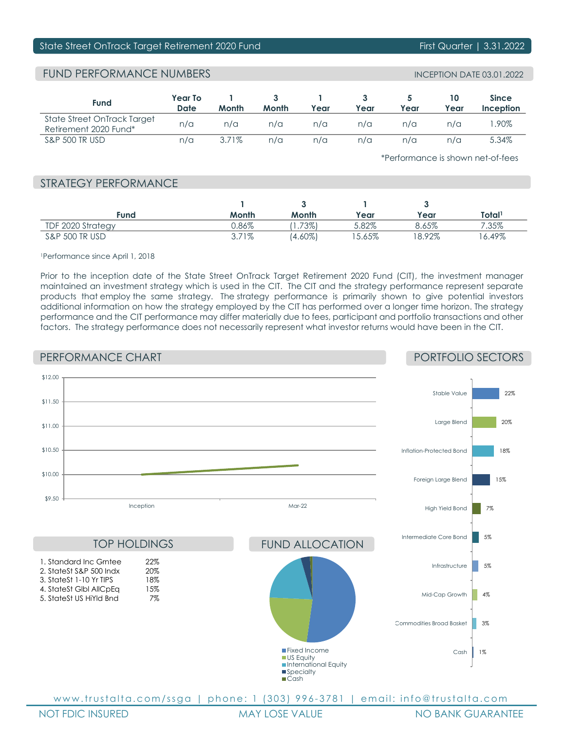State Street OnTrack Target Retirement 2020 Fund — First Quarter | 3.31.2022

## FUND PERFORMANCE NUMBERS

INCEPTION DATE 03.01.2022

| Fund | Year To Date | 1 Month | 3 Month | 1 Year | 3 Year | 5 Year | 10 Year | Since Inception |
|---|---|---|---|---|---|---|---|---|
| State Street OnTrack Target Retirement 2020 Fund* | n/a | n/a | n/a | n/a | n/a | n/a | n/a | 1.90% |
| S&P 500 TR USD | n/a | 3.71% | n/a | n/a | n/a | n/a | n/a | 5.34% |

*Performance is shown net-of-fees

## STRATEGY PERFORMANCE

| Fund | 1 Month | 3 Month | 1 Year | 3 Year | Total[1] |
|---|---|---|---|---|---|
| TDF 2020 Strategy | 0.86% | (1.73%) | 5.82% | 8.65% | 7.35% |
| S&P 500 TR USD | 3.71% | (4.60%) | 15.65% | 18.92% | 16.49% |

[1]Performance since April 1, 2018

Prior to the inception date of the State Street OnTrack Target Retirement 2020 Fund (CIT), the investment manager maintained an investment strategy which is used in the CIT. The CIT and the strategy performance represent separate products that employ the same strategy. The strategy performance is primarily shown to give potential investors additional information on how the strategy employed by the CIT has performed over a longer time horizon. The strategy performance and the CIT performance may differ materially due to fees, participant and portfolio transactions and other factors. The strategy performance does not necessarily represent what investor returns would have been in the CIT.

## PERFORMANCE CHART

$12.00, $11.50, $11.00, $10.50, $10.00, $9.50

Inception — Mar-22

## PORTFOLIO SECTORS

| Sector | % |
|---|---|
| Stable Value | 22% |
| Large Blend | 20% |
| Inflation-Protected Bond | 18% |
| Foreign Large Blend | 15% |
| High Yield Bond | 7% |
| Intermediate Core Bond | 5% |
| Infrastructure | 5% |
| Mid-Cap Growth | 4% |
| Commodities Broad Basket | 3% |
| Cash | 1% |

## TOP HOLDINGS

| Holding | % |
|---|---|
| 1. Standard Inc Grntee | 22% |
| 2. StateSt S&P 500 Indx | 20% |
| 3. StateSt 1-10 Yr TIPS | 18% |
| 4. StateSt Glbl AllCpEq | 15% |
| 5. StateSt US HiYld Bnd | 7% |

## FUND ALLOCATION

- Fixed Income
- US Equity
- International Equity
- Specialty
- Cash

www.trustalta.com/ssga | phone: 1 (303) 996-3781 | email: info@trustalta.com

NOT FDIC INSURED | MAY LOSE VALUE | NO BANK GUARANTEE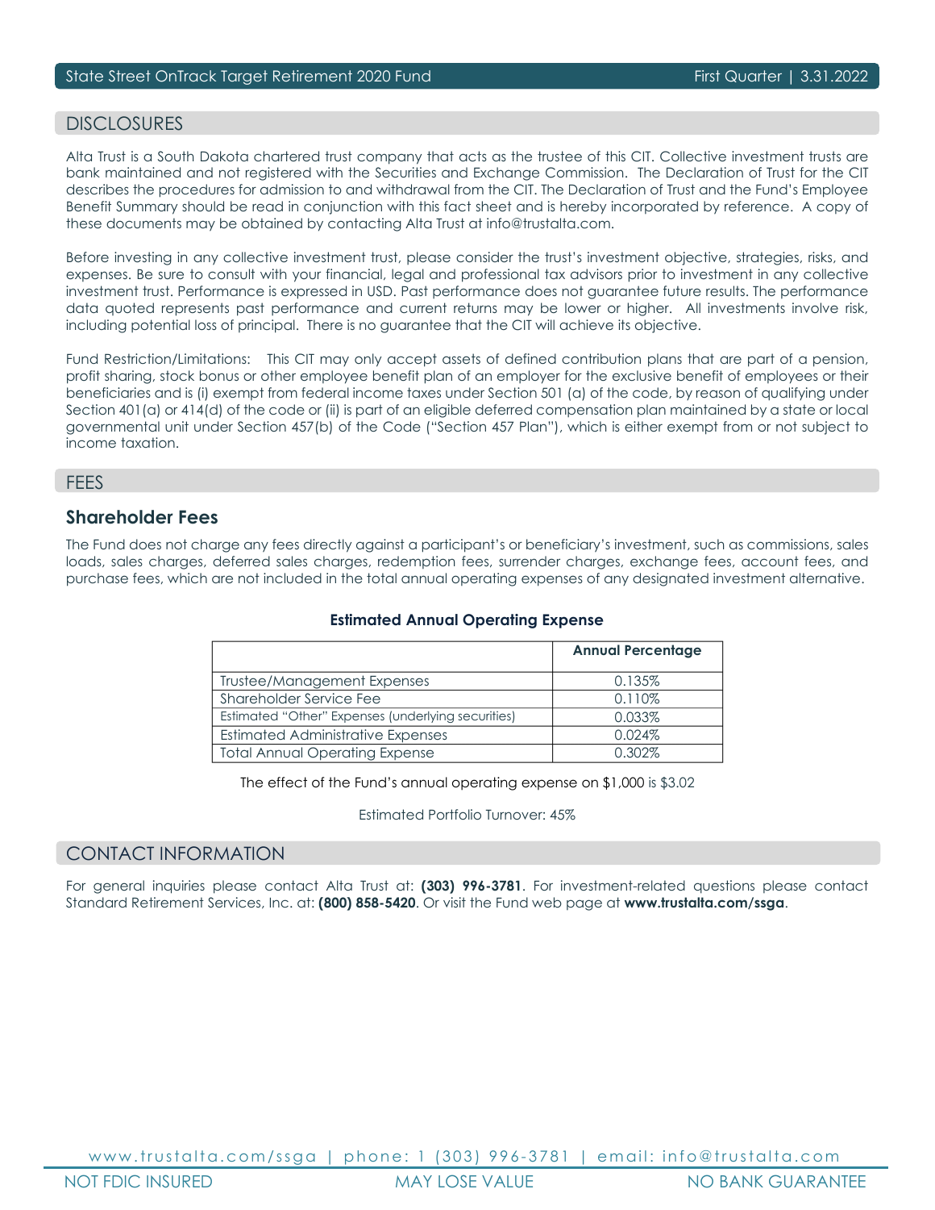## DISCLOSURES

Alta Trust is a South Dakota chartered trust company that acts as the trustee of this CIT. Collective investment trusts are bank maintained and not registered with the Securities and Exchange Commission. The Declaration of Trust for the CIT describes the procedures for admission to and withdrawal from the CIT. The Declaration of Trust and the Fund's Employee Benefit Summary should be read in conjunction with this fact sheet and is hereby incorporated by reference. A copy of these documents may be obtained by contacting Alta Trust at info@trustalta.com.

Before investing in any collective investment trust, please consider the trust's investment objective, strategies, risks, and expenses. Be sure to consult with your financial, legal and professional tax advisors prior to investment in any collective investment trust. Performance is expressed in USD. Past performance does not guarantee future results. The performance data quoted represents past performance and current returns may be lower or higher. All investments involve risk, including potential loss of principal. There is no guarantee that the CIT will achieve its objective.

Fund Restriction/Limitations: This CIT may only accept assets of defined contribution plans that are part of a pension, profit sharing, stock bonus or other employee benefit plan of an employer for the exclusive benefit of employees or their beneficiaries and is (i) exempt from federal income taxes under Section 501 (a) of the code, by reason of qualifying under Section 401(a) or 414(d) of the code or (ii) is part of an eligible deferred compensation plan maintained by a state or local governmental unit under Section 457(b) of the Code ("Section 457 Plan"), which is either exempt from or not subject to income taxation.

## FEES

### Shareholder Fees

The Fund does not charge any fees directly against a participant's or beneficiary's investment, such as commissions, sales loads, sales charges, deferred sales charges, redemption fees, surrender charges, exchange fees, account fees, and purchase fees, which are not included in the total annual operating expenses of any designated investment alternative.

**Estimated Annual Operating Expense**

| | Annual Percentage |
|---|---|
| Trustee/Management Expenses | 0.135% |
| Shareholder Service Fee | 0.110% |
| Estimated "Other" Expenses (underlying securities) | 0.033% |
| Estimated Administrative Expenses | 0.024% |
| Total Annual Operating Expense | 0.302% |

The effect of the Fund's annual operating expense on $1,000 is $3.02

Estimated Portfolio Turnover: 45%

## CONTACT INFORMATION

For general inquiries please contact Alta Trust at: **(303) 996-3781**. For investment-related questions please contact Standard Retirement Services, Inc. at: **(800) 858-5420**. Or visit the Fund web page at **www.trustalta.com/ssga**.

NOT FDIC INSURED MAY LOSE VALUE NO BANK GUARANTEE